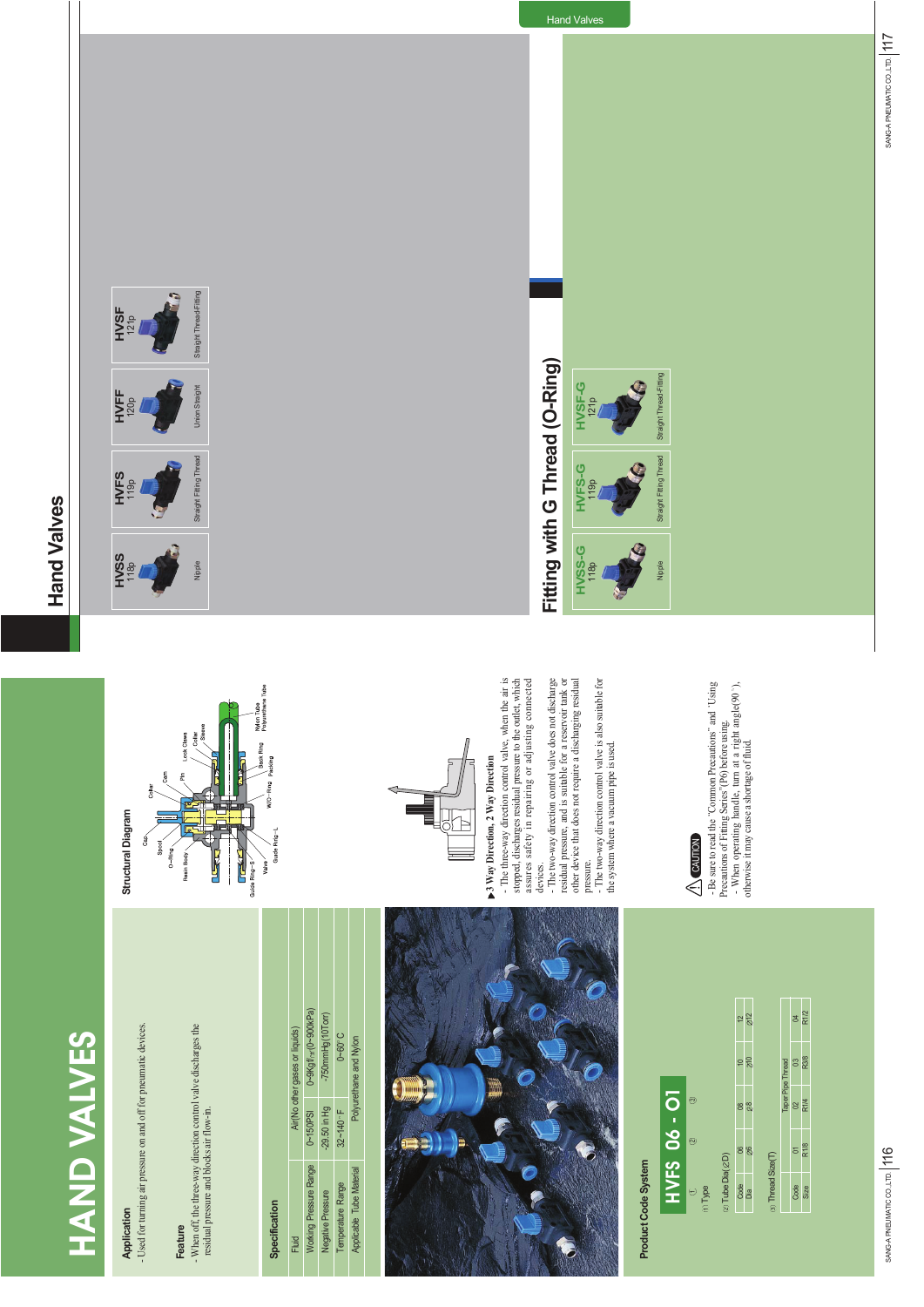# HAND VALVES

## Application

- Used for turning air pressure on and off for pneumatic devices.

## Feature

- When off, the three-way direction control valve discharges the residual pressure and blocks air flow-in.

## Specification

| | |
|---|---|
| Fluid | Air(No other gases or liquids) |
| Working Pressure Range | 0~150PSI / 0~9Kgf/㎠(0~900kPa) |
| Negative Pressure | -29.50 in Hg / -750mmHg(10Torr) |
| Temperature Range | 32~140°F / 0~60°C |
| Applicable Tube Material | Polyurethane and Nylon |

## Structural Diagram

Cap, Spool, O-Ring, Resin Body, Guide Ring-S, Valve, Guide Ring-L, Collar, Cam, Pin, Lock Claws, Collet, Sleeve, W/O-Ring, Packing, Back Ring, Nylon Tube, Polyurethane Tube

## Product Code System

**HVFS 06 - 01**

(1) (2) (3)

(1) Type

(2) Tube Dia(⌀D)

| Code | 06 | 08 | 10 | 12 |
|---|---|---|---|---|
| Dia | ⌀6 | ⌀8 | ⌀10 | ⌀12 |

(3) Thread Size(T)

| Code | 01 | 02 | 03 | 04 |
|---|---|---|---|---|
| Size | R1/8 | R1/4 | R3/8 | R1/2 |

Taper Pipe Thread

**▶3 Way Direction, 2 Way Direction**

- The three-way direction control valve, when the air is stopped, discharges residual pressure to the outlet, which assures safety in repairing or adjusting connected devices.
- The two-way direction control valve does not discharge residual pressure, and is suitable for a reservoir tank or other device that does not require a discharging residual pressure.
- The two-way direction control valve is also suitable for the system where a vacuum pipe is used.

**CAUTION**

- Be sure to read the "Common Precautions" and "Using Precautions of Fitting Series"(P6) before using.
- When operating handle, turn at a right angle(90°), otherwise it may cause a shortage of fluid.

# Hand Valves

| HVSS 118p | HVFS 119p | HVFF 120p | HVSF 121p |
|---|---|---|---|
| Nipple | Straight Fitting Thread | Union Straight | Straight Thread-Fitting |

## Fitting with G Thread (O-Ring)

| HVSS-G 118p | HVFS-G 119p | HVSF-G 121p |
|---|---|---|
| Nipple | Straight Fitting Thread | Straight Thread-Fitting |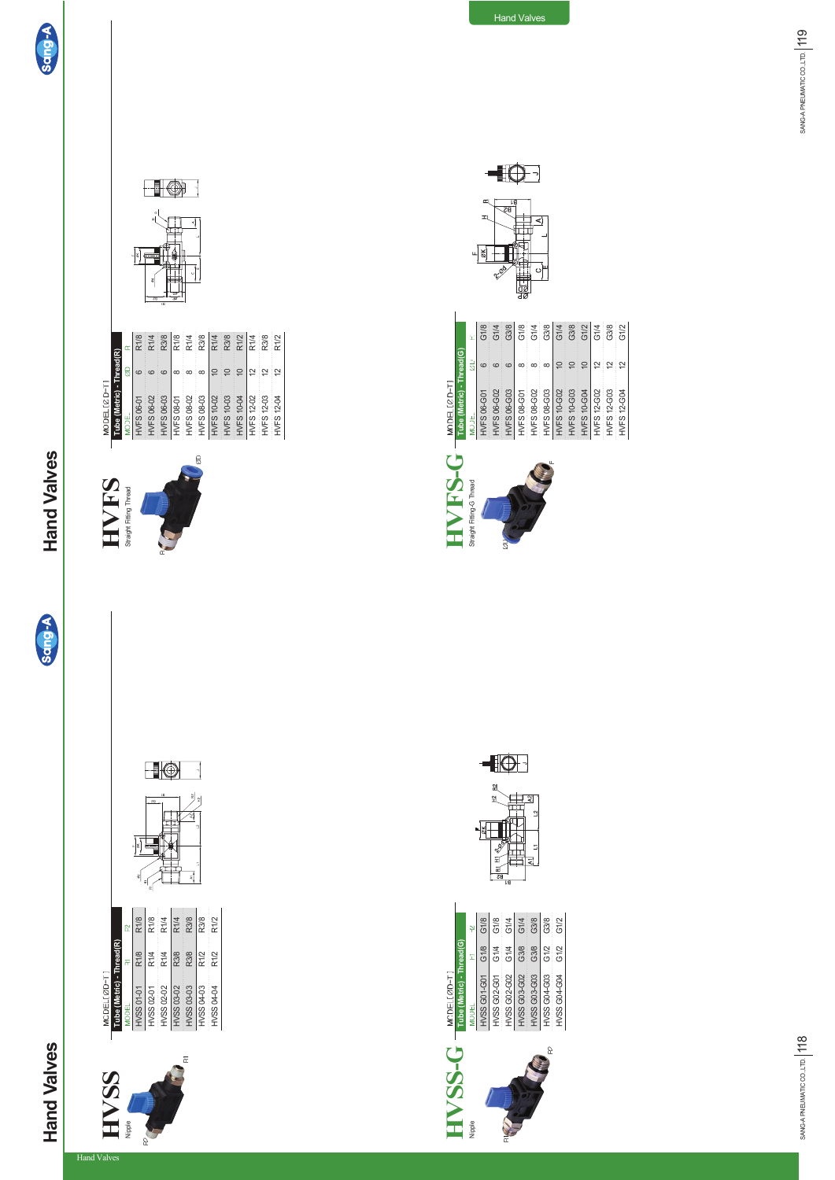# Hand Valves

## HVSS

Nipple

MODEL [ØD-T]

| Tube (Metric) - Thread(R) | | |
|---|---|---|
| MODEL | R1 | R2 |
| HVSS 01-01 | R1/8 | R1/8 |
| HVSS 02-01 | R1/4 | R1/8 |
| HVSS 02-02 | R1/4 | R1/4 |
| HVSS 03-02 | R3/8 | R1/4 |
| HVSS 03-03 | R3/8 | R3/8 |
| HVSS 04-03 | R1/2 | R3/8 |
| HVSS 04-04 | R1/2 | R1/2 |

## HVSS-G

Nipple

MODEL [ØD-T]

| Tube (Metric) - Thread(G) | | |
|---|---|---|
| MODEL | F1 | F2 |
| HVSS G01-G01 | G1/8 | G1/8 |
| HVSS G02-G01 | G1/4 | G1/8 |
| HVSS G02-G02 | G1/4 | G1/4 |
| HVSS G03-G02 | G3/8 | G1/4 |
| HVSS G03-G03 | G3/8 | G3/8 |
| HVSS G04-G03 | G1/2 | G3/8 |
| HVSS G04-G04 | G1/2 | G1/2 |

# Hand Valves

## HVFS

Straight Fitting Thread

MODEL [ØD-T]

| Tube (Metric) - Thread(R) | | |
|---|---|---|
| MODEL | ØD | R |
| HVFS 06-01 | 6 | R1/8 |
| HVFS 06-02 | 6 | R1/4 |
| HVFS 06-03 | 6 | R3/8 |
| HVFS 08-01 | 8 | R1/8 |
| HVFS 08-02 | 8 | R1/4 |
| HVFS 08-03 | 8 | R3/8 |
| HVFS 10-02 | 10 | R1/4 |
| HVFS 10-03 | 10 | R3/8 |
| HVFS 10-04 | 10 | R1/2 |
| HVFS 12-02 | 12 | R1/4 |
| HVFS 12-03 | 12 | R3/8 |
| HVFS 12-04 | 12 | R1/2 |

## HVFS-G

Straight Fitting-G Thread

MODEL [ØD-T]

| Tube (Metric) - Thread(G) | | |
|---|---|---|
| MODEL | ØD | F |
| HVFS 06-G01 | 6 | G1/8 |
| HVFS 06-G02 | 6 | G1/4 |
| HVFS 06-G03 | 6 | G3/8 |
| HVFS 08-G01 | 8 | G1/8 |
| HVFS 08-G02 | 8 | G1/4 |
| HVFS 08-G03 | 8 | G3/8 |
| HVFS 10-G02 | 10 | G1/4 |
| HVFS 10-G03 | 10 | G3/8 |
| HVFS 10-G04 | 10 | G1/2 |
| HVFS 12-G02 | 12 | G1/4 |
| HVFS 12-G03 | 12 | G3/8 |
| HVFS 12-G04 | 12 | G1/2 |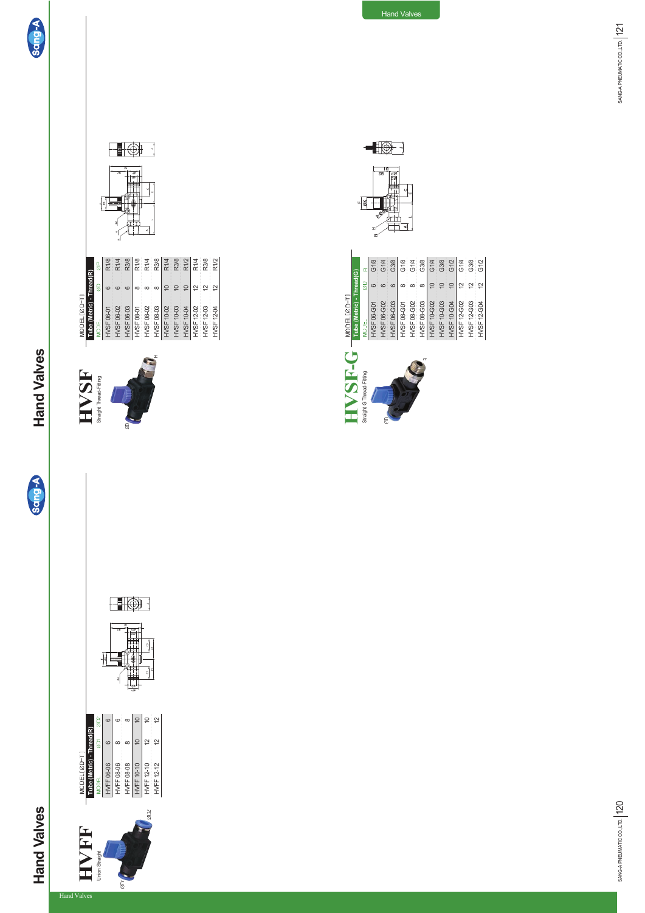# Hand Valves

## HVFF

Union Straight

MODEL [ØD-T]

| Tube (Metric) - Thread(R) | | |
|---|---|---|
| MODEL | ØD1 | ØD2 |
| HVFF 06-06 | 6 | 6 |
| HVFF 08-06 | 8 | 6 |
| HVFF 08-08 | 8 | 8 |
| HVFF 10-10 | 10 | 10 |
| HVFF 12-10 | 12 | 10 |
| HVFF 12-12 | 12 | 12 |

# Hand Valves

## HVSF

Straight Thread-Fitting

MODEL [ØD-T]

| Tube (Metric) - Thread(R) | | |
|---|---|---|
| MODEL | ØD | ØP |
| HVSF 06-01 | 6 | R1/8 |
| HVSF 06-02 | 6 | R1/4 |
| HVSF 06-03 | 6 | R3/8 |
| HVSF 08-01 | 8 | R1/8 |
| HVSF 08-02 | 8 | R1/4 |
| HVSF 08-03 | 8 | R3/8 |
| HVSF 10-02 | 10 | R1/4 |
| HVSF 10-03 | 10 | R3/8 |
| HVSF 10-04 | 10 | R1/2 |
| HVSF 12-02 | 12 | R1/4 |
| HVSF 12-03 | 12 | R3/8 |
| HVSF 12-04 | 12 | R1/2 |

## HVSF-G

Straight G Thread-Fitting

MODEL [ØD-T]

| Tube (Metric) - Thread(G) | | |
|---|---|---|
| MODEL | ØD | G |
| HVSF 06-G01 | 6 | G1/8 |
| HVSF 06-G02 | 6 | G1/4 |
| HVSF 06-G03 | 6 | G3/8 |
| HVSF 08-G01 | 8 | G1/8 |
| HVSF 08-G02 | 8 | G1/4 |
| HVSF 08-G03 | 8 | G3/8 |
| HVSF 10-G02 | 10 | G1/4 |
| HVSF 10-G03 | 10 | G3/8 |
| HVSF 10-G04 | 10 | G1/2 |
| HVSF 12-G02 | 12 | G1/4 |
| HVSF 12-G03 | 12 | G3/8 |
| HVSF 12-G04 | 12 | G1/2 |